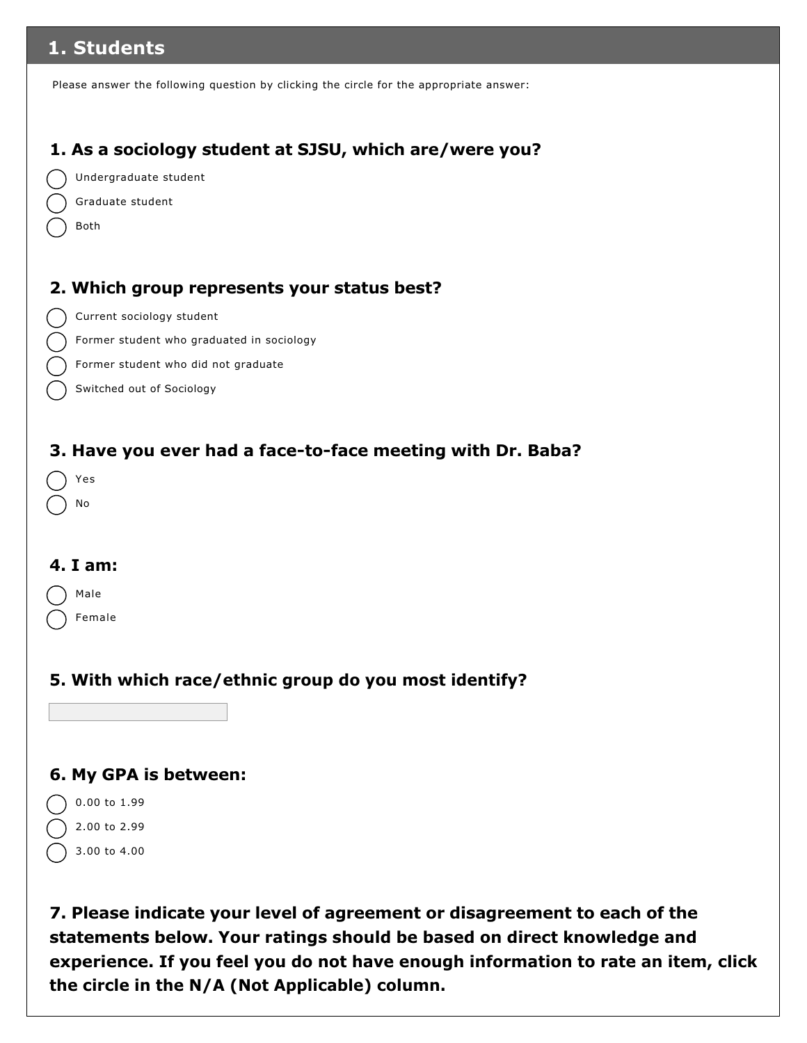## 1. Students

Please answer the following question by clicking the circle for the appropriate answer:

### 1. As a sociology student at SJSU, which are/were you?

- ◯ Undergraduate student
- ◯ Graduate student
- ◯ Both

### 2. Which group represents your status best?

- ◯ Current sociology student
- ◯ Former student who graduated in sociology
- ◯ Former student who did not graduate
- ◯ Switched out of Sociology

### 3. Have you ever had a face-to-face meeting with Dr. Baba?

- ◯ Yes
- ◯ No

### 4. I am:

- ◯ Male
- ◯ Female

### 5. With which race/ethnic group do you most identify?

\_\_\_\_\_\_\_\_\_\_\_\_\_\_\_\_\_\_\_\_

### 6. My GPA is between:

- ◯ 0.00 to 1.99
- ◯ 2.00 to 2.99
- ◯ 3.00 to 4.00

### 7. Please indicate your level of agreement or disagreement to each of the statements below. Your ratings should be based on direct knowledge and experience. If you feel you do not have enough information to rate an item, click the circle in the N/A (Not Applicable) column.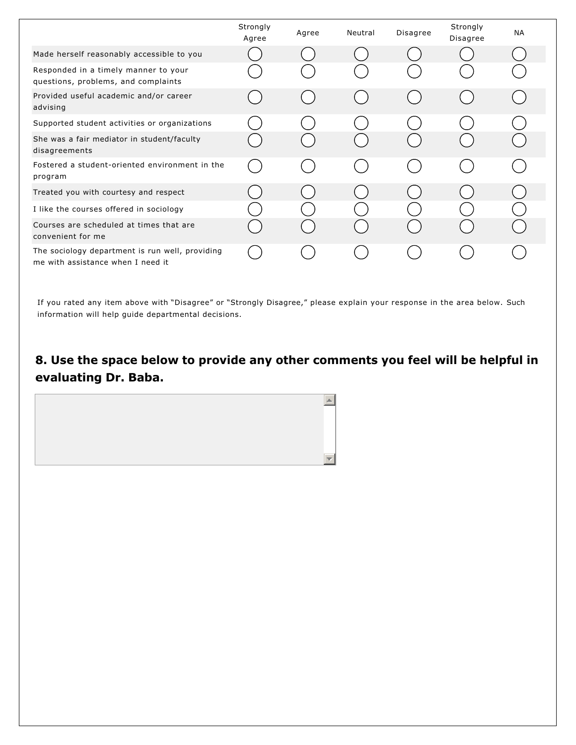| | Strongly Agree | Agree | Neutral | Disagree | Strongly Disagree | NA |
|---|---|---|---|---|---|---|
| Made herself reasonably accessible to you | ◯ | ◯ | ◯ | ◯ | ◯ | ◯ |
| Responded in a timely manner to your questions, problems, and complaints | ◯ | ◯ | ◯ | ◯ | ◯ | ◯ |
| Provided useful academic and/or career advising | ◯ | ◯ | ◯ | ◯ | ◯ | ◯ |
| Supported student activities or organizations | ◯ | ◯ | ◯ | ◯ | ◯ | ◯ |
| She was a fair mediator in student/faculty disagreements | ◯ | ◯ | ◯ | ◯ | ◯ | ◯ |
| Fostered a student-oriented environment in the program | ◯ | ◯ | ◯ | ◯ | ◯ | ◯ |
| Treated you with courtesy and respect | ◯ | ◯ | ◯ | ◯ | ◯ | ◯ |
| I like the courses offered in sociology | ◯ | ◯ | ◯ | ◯ | ◯ | ◯ |
| Courses are scheduled at times that are convenient for me | ◯ | ◯ | ◯ | ◯ | ◯ | ◯ |
| The sociology department is run well, providing me with assistance when I need it | ◯ | ◯ | ◯ | ◯ | ◯ | ◯ |

If you rated any item above with "Disagree" or "Strongly Disagree," please explain your response in the area below. Such information will help guide departmental decisions.

## 8. Use the space below to provide any other comments you feel will be helpful in evaluating Dr. Baba.